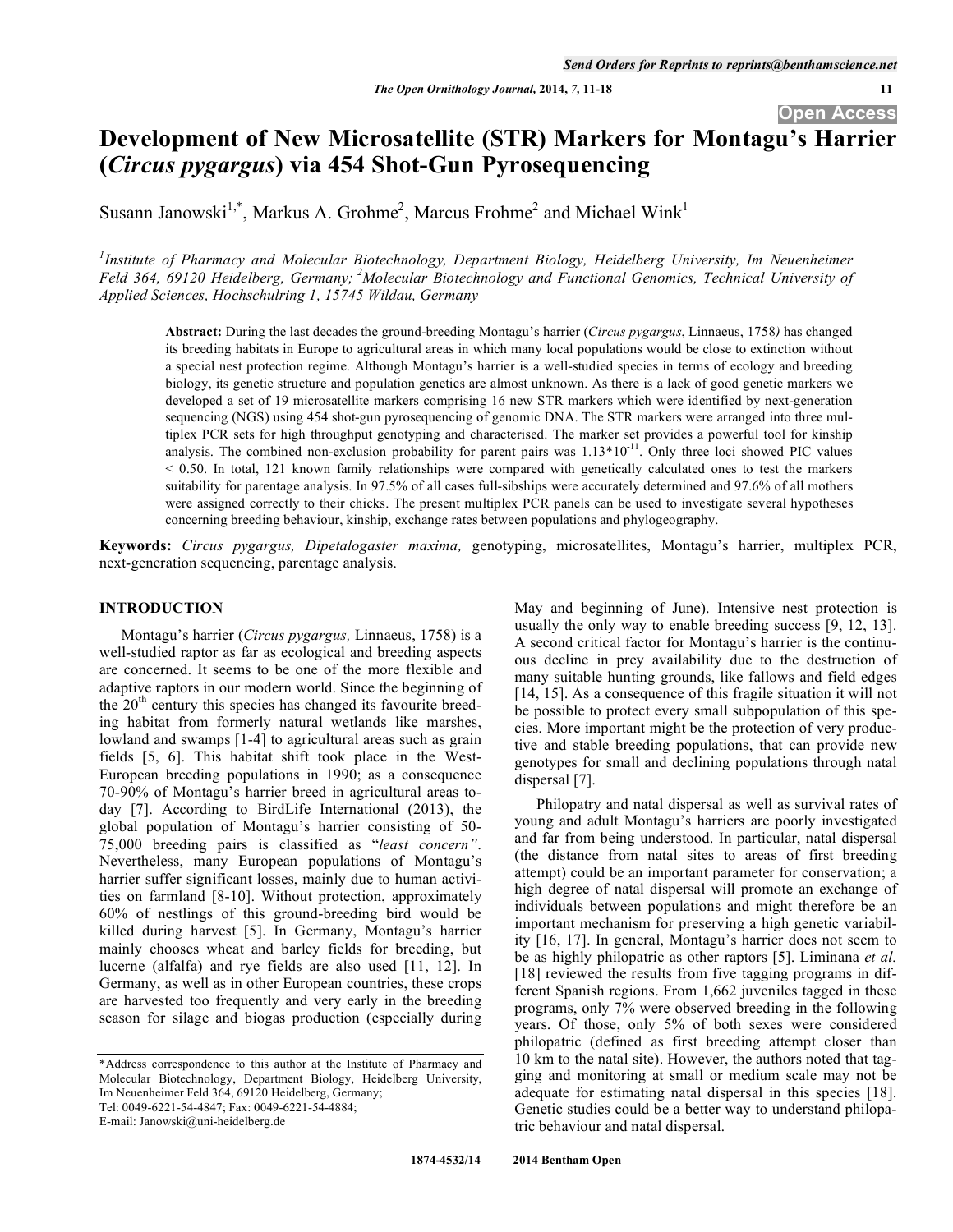# Development of New Microsatellite (STR) Markers for Montagu's Harrier (*Circus pygargus*) via 454 Shot-Gun Pyrosequencing

Susann Janowski[1,*], Markus A. Grohme[2], Marcus Frohme[2] and Michael Wink[1]

[1]*Institute of Pharmacy and Molecular Biotechnology, Department Biology, Heidelberg University, Im Neuenheimer Feld 364, 69120 Heidelberg, Germany;* [2]*Molecular Biotechnology and Functional Genomics, Technical University of Applied Sciences, Hochschulring 1, 15745 Wildau, Germany*

**Abstract:** During the last decades the ground-breeding Montagu's harrier (*Circus pygargus*, Linnaeus, 1758*)* has changed its breeding habitats in Europe to agricultural areas in which many local populations would be close to extinction without a special nest protection regime. Although Montagu's harrier is a well-studied species in terms of ecology and breeding biology, its genetic structure and population genetics are almost unknown. As there is a lack of good genetic markers we developed a set of 19 microsatellite markers comprising 16 new STR markers which were identified by next-generation sequencing (NGS) using 454 shot-gun pyrosequencing of genomic DNA. The STR markers were arranged into three multiplex PCR sets for high throughput genotyping and characterised. The marker set provides a powerful tool for kinship analysis. The combined non-exclusion probability for parent pairs was $1.13*10^{-11}$. Only three loci showed PIC values < 0.50. In total, 121 known family relationships were compared with genetically calculated ones to test the markers suitability for parentage analysis. In 97.5% of all cases full-sibships were accurately determined and 97.6% of all mothers were assigned correctly to their chicks. The present multiplex PCR panels can be used to investigate several hypotheses concerning breeding behaviour, kinship, exchange rates between populations and phylogeography.

**Keywords:** *Circus pygargus, Dipetalogaster maxima,* genotyping, microsatellites, Montagu's harrier, multiplex PCR, next-generation sequencing, parentage analysis.

## INTRODUCTION

Montagu's harrier (*Circus pygargus,* Linnaeus, 1758) is a well-studied raptor as far as ecological and breeding aspects are concerned. It seems to be one of the more flexible and adaptive raptors in our modern world. Since the beginning of the 20th century this species has changed its favourite breeding habitat from formerly natural wetlands like marshes, lowland and swamps [1-4] to agricultural areas such as grain fields [5, 6]. This habitat shift took place in the West-European breeding populations in 1990; as a consequence 70-90% of Montagu's harrier breed in agricultural areas today [7]. According to BirdLife International (2013), the global population of Montagu's harrier consisting of 50-75,000 breeding pairs is classified as "*least concern*". Nevertheless, many European populations of Montagu's harrier suffer significant losses, mainly due to human activities on farmland [8-10]. Without protection, approximately 60% of nestlings of this ground-breeding bird would be killed during harvest [5]. In Germany, Montagu's harrier mainly chooses wheat and barley fields for breeding, but lucerne (alfalfa) and rye fields are also used [11, 12]. In Germany, as well as in other European countries, these crops are harvested too frequently and very early in the breeding season for silage and biogas production (especially during May and beginning of June). Intensive nest protection is usually the only way to enable breeding success [9, 12, 13]. A second critical factor for Montagu's harrier is the continuous decline in prey availability due to the destruction of many suitable hunting grounds, like fallows and field edges [14, 15]. As a consequence of this fragile situation it will not be possible to protect every small subpopulation of this species. More important might be the protection of very productive and stable breeding populations, that can provide new genotypes for small and declining populations through natal dispersal [7].

Philopatry and natal dispersal as well as survival rates of young and adult Montagu's harriers are poorly investigated and far from being understood. In particular, natal dispersal (the distance from natal sites to areas of first breeding attempt) could be an important parameter for conservation; a high degree of natal dispersal will promote an exchange of individuals between populations and might therefore be an important mechanism for preserving a high genetic variability [16, 17]. In general, Montagu's harrier does not seem to be as highly philopatric as other raptors [5]. Liminana *et al.* [18] reviewed the results from five tagging programs in different Spanish regions. From 1,662 juveniles tagged in these programs, only 7% were observed breeding in the following years. Of those, only 5% of both sexes were considered philopatric (defined as first breeding attempt closer than 10 km to the natal site). However, the authors noted that tagging and monitoring at small or medium scale may not be adequate for estimating natal dispersal in this species [18]. Genetic studies could be a better way to understand philopatric behaviour and natal dispersal.

---

*Address correspondence to this author at the Institute of Pharmacy and Molecular Biotechnology, Department Biology, Heidelberg University, Im Neuenheimer Feld 364, 69120 Heidelberg, Germany;
Tel: 0049-6221-54-4847; Fax: 0049-6221-54-4884;
E-mail: Janowski@uni-heidelberg.de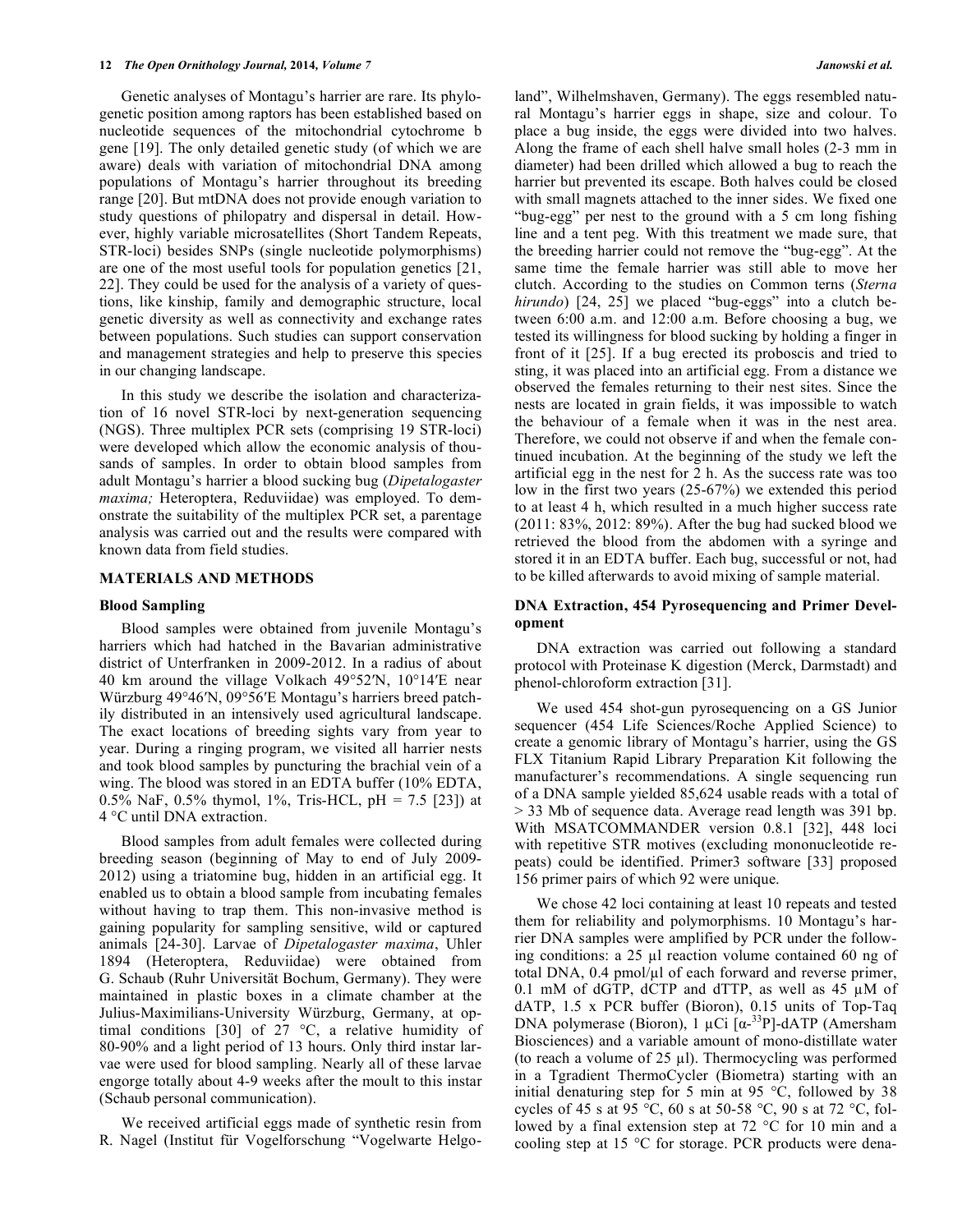Genetic analyses of Montagu's harrier are rare. Its phylogenetic position among raptors has been established based on nucleotide sequences of the mitochondrial cytochrome b gene [19]. The only detailed genetic study (of which we are aware) deals with variation of mitochondrial DNA among populations of Montagu's harrier throughout its breeding range [20]. But mtDNA does not provide enough variation to study questions of philopatry and dispersal in detail. However, highly variable microsatellites (Short Tandem Repeats, STR-loci) besides SNPs (single nucleotide polymorphisms) are one of the most useful tools for population genetics [21, 22]. They could be used for the analysis of a variety of questions, like kinship, family and demographic structure, local genetic diversity as well as connectivity and exchange rates between populations. Such studies can support conservation and management strategies and help to preserve this species in our changing landscape.

In this study we describe the isolation and characterization of 16 novel STR-loci by next-generation sequencing (NGS). Three multiplex PCR sets (comprising 19 STR-loci) were developed which allow the economic analysis of thousands of samples. In order to obtain blood samples from adult Montagu's harrier a blood sucking bug (*Dipetalogaster maxima;* Heteroptera, Reduviidae) was employed. To demonstrate the suitability of the multiplex PCR set, a parentage analysis was carried out and the results were compared with known data from field studies.

## MATERIALS AND METHODS

### Blood Sampling

Blood samples were obtained from juvenile Montagu's harriers which had hatched in the Bavarian administrative district of Unterfranken in 2009-2012. In a radius of about 40 km around the village Volkach 49°52′N, 10°14′E near Würzburg 49°46′N, 09°56′E Montagu's harriers breed patchily distributed in an intensively used agricultural landscape. The exact locations of breeding sights vary from year to year. During a ringing program, we visited all harrier nests and took blood samples by puncturing the brachial vein of a wing. The blood was stored in an EDTA buffer (10% EDTA, 0.5% NaF, 0.5% thymol, 1%, Tris-HCL, pH = 7.5 [23]) at 4 °C until DNA extraction.

Blood samples from adult females were collected during breeding season (beginning of May to end of July 2009-2012) using a triatomine bug, hidden in an artificial egg. It enabled us to obtain a blood sample from incubating females without having to trap them. This non-invasive method is gaining popularity for sampling sensitive, wild or captured animals [24-30]. Larvae of *Dipetalogaster maxima*, Uhler 1894 (Heteroptera, Reduviidae) were obtained from G. Schaub (Ruhr Universität Bochum, Germany). They were maintained in plastic boxes in a climate chamber at the Julius-Maximilians-University Würzburg, Germany, at optimal conditions [30] of 27 °C, a relative humidity of 80-90% and a light period of 13 hours. Only third instar larvae were used for blood sampling. Nearly all of these larvae engorge totally about 4-9 weeks after the moult to this instar (Schaub personal communication).

We received artificial eggs made of synthetic resin from R. Nagel (Institut für Vogelforschung "Vogelwarte Helgoland", Wilhelmshaven, Germany). The eggs resembled natural Montagu's harrier eggs in shape, size and colour. To place a bug inside, the eggs were divided into two halves. Along the frame of each shell halve small holes (2-3 mm in diameter) had been drilled which allowed a bug to reach the harrier but prevented its escape. Both halves could be closed with small magnets attached to the inner sides. We fixed one "bug-egg" per nest to the ground with a 5 cm long fishing line and a tent peg. With this treatment we made sure, that the breeding harrier could not remove the "bug-egg". At the same time the female harrier was still able to move her clutch. According to the studies on Common terns (*Sterna hirundo*) [24, 25] we placed "bug-eggs" into a clutch between 6:00 a.m. and 12:00 a.m. Before choosing a bug, we tested its willingness for blood sucking by holding a finger in front of it [25]. If a bug erected its proboscis and tried to sting, it was placed into an artificial egg. From a distance we observed the females returning to their nest sites. Since the nests are located in grain fields, it was impossible to watch the behaviour of a female when it was in the nest area. Therefore, we could not observe if and when the female continued incubation. At the beginning of the study we left the artificial egg in the nest for 2 h. As the success rate was too low in the first two years (25-67%) we extended this period to at least 4 h, which resulted in a much higher success rate (2011: 83%, 2012: 89%). After the bug had sucked blood we retrieved the blood from the abdomen with a syringe and stored it in an EDTA buffer. Each bug, successful or not, had to be killed afterwards to avoid mixing of sample material.

### DNA Extraction, 454 Pyrosequencing and Primer Development

DNA extraction was carried out following a standard protocol with Proteinase K digestion (Merck, Darmstadt) and phenol-chloroform extraction [31].

We used 454 shot-gun pyrosequencing on a GS Junior sequencer (454 Life Sciences/Roche Applied Science) to create a genomic library of Montagu's harrier, using the GS FLX Titanium Rapid Library Preparation Kit following the manufacturer's recommendations. A single sequencing run of a DNA sample yielded 85,624 usable reads with a total of > 33 Mb of sequence data. Average read length was 391 bp. With MSATCOMMANDER version 0.8.1 [32], 448 loci with repetitive STR motives (excluding mononucleotide repeats) could be identified. Primer3 software [33] proposed 156 primer pairs of which 92 were unique.

We chose 42 loci containing at least 10 repeats and tested them for reliability and polymorphisms. 10 Montagu's harrier DNA samples were amplified by PCR under the following conditions: a 25 µl reaction volume contained 60 ng of total DNA, 0.4 pmol/µl of each forward and reverse primer, 0.1 mM of dGTP, dCTP and dTTP, as well as 45 µM of dATP, 1.5 x PCR buffer (Bioron), 0.15 units of Top-Taq DNA polymerase (Bioron), 1 µCi [$\alpha$-$^{33}$P]-dATP (Amersham Biosciences) and a variable amount of mono-distillate water (to reach a volume of 25 µl). Thermocycling was performed in a Tgradient ThermoCycler (Biometra) starting with an initial denaturing step for 5 min at 95 °C, followed by 38 cycles of 45 s at 95 °C, 60 s at 50-58 °C, 90 s at 72 °C, followed by a final extension step at 72 °C for 10 min and a cooling step at 15 °C for storage. PCR products were dena-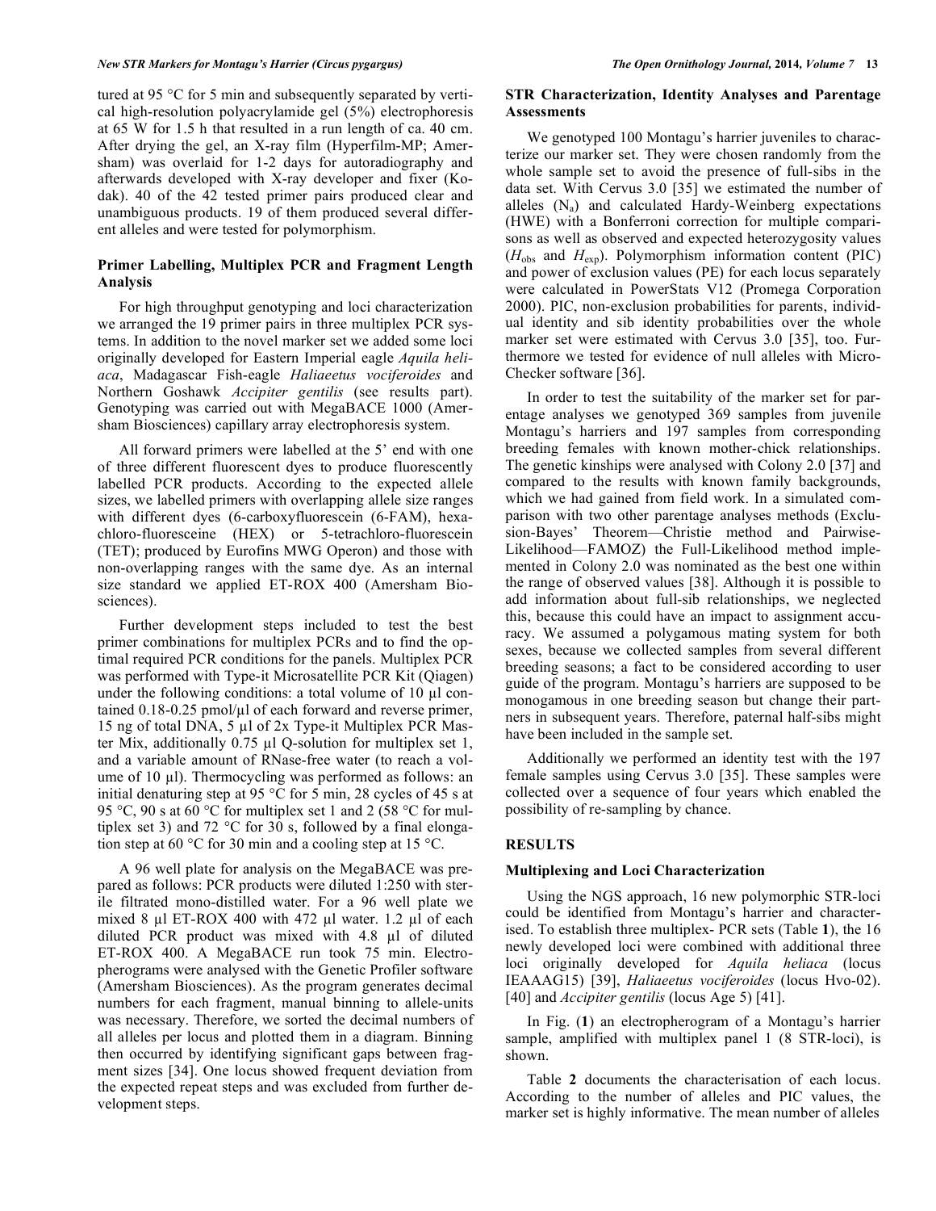tured at 95 °C for 5 min and subsequently separated by vertical high-resolution polyacrylamide gel (5%) electrophoresis at 65 W for 1.5 h that resulted in a run length of ca. 40 cm. After drying the gel, an X-ray film (Hyperfilm-MP; Amersham) was overlaid for 1-2 days for autoradiography and afterwards developed with X-ray developer and fixer (Kodak). 40 of the 42 tested primer pairs produced clear and unambiguous products. 19 of them produced several different alleles and were tested for polymorphism.

### Primer Labelling, Multiplex PCR and Fragment Length Analysis

For high throughput genotyping and loci characterization we arranged the 19 primer pairs in three multiplex PCR systems. In addition to the novel marker set we added some loci originally developed for Eastern Imperial eagle *Aquila heliaca*, Madagascar Fish-eagle *Haliaeetus vociferoides* and Northern Goshawk *Accipiter gentilis* (see results part). Genotyping was carried out with MegaBACE 1000 (Amersham Biosciences) capillary array electrophoresis system.

All forward primers were labelled at the 5' end with one of three different fluorescent dyes to produce fluorescently labelled PCR products. According to the expected allele sizes, we labelled primers with overlapping allele size ranges with different dyes (6-carboxyfluorescein (6-FAM), hexachloro-fluoresceine (HEX) or 5-tetrachloro-fluorescein (TET); produced by Eurofins MWG Operon) and those with non-overlapping ranges with the same dye. As an internal size standard we applied ET-ROX 400 (Amersham Biosciences).

Further development steps included to test the best primer combinations for multiplex PCRs and to find the optimal required PCR conditions for the panels. Multiplex PCR was performed with Type-it Microsatellite PCR Kit (Qiagen) under the following conditions: a total volume of 10 µl contained 0.18-0.25 pmol/µl of each forward and reverse primer, 15 ng of total DNA, 5 µl of 2x Type-it Multiplex PCR Master Mix, additionally 0.75 µl Q-solution for multiplex set 1, and a variable amount of RNase-free water (to reach a volume of 10 µl). Thermocycling was performed as follows: an initial denaturing step at 95 °C for 5 min, 28 cycles of 45 s at 95 °C, 90 s at 60 °C for multiplex set 1 and 2 (58 °C for multiplex set 3) and 72 °C for 30 s, followed by a final elongation step at 60 °C for 30 min and a cooling step at 15 °C.

A 96 well plate for analysis on the MegaBACE was prepared as follows: PCR products were diluted 1:250 with sterile filtrated mono-distilled water. For a 96 well plate we mixed 8 µl ET-ROX 400 with 472 µl water. 1.2 µl of each diluted PCR product was mixed with 4.8 µl of diluted ET-ROX 400. A MegaBACE run took 75 min. Electropherograms were analysed with the Genetic Profiler software (Amersham Biosciences). As the program generates decimal numbers for each fragment, manual binning to allele-units was necessary. Therefore, we sorted the decimal numbers of all alleles per locus and plotted them in a diagram. Binning then occurred by identifying significant gaps between fragment sizes [34]. One locus showed frequent deviation from the expected repeat steps and was excluded from further development steps.

### STR Characterization, Identity Analyses and Parentage Assessments

We genotyped 100 Montagu's harrier juveniles to characterize our marker set. They were chosen randomly from the whole sample set to avoid the presence of full-sibs in the data set. With Cervus 3.0 [35] we estimated the number of alleles ($N_a$) and calculated Hardy-Weinberg expectations (HWE) with a Bonferroni correction for multiple comparisons as well as observed and expected heterozygosity values ($H_{obs}$ and $H_{exp}$). Polymorphism information content (PIC) and power of exclusion values (PE) for each locus separately were calculated in PowerStats V12 (Promega Corporation 2000). PIC, non-exclusion probabilities for parents, individual identity and sib identity probabilities over the whole marker set were estimated with Cervus 3.0 [35], too. Furthermore we tested for evidence of null alleles with Micro-Checker software [36].

In order to test the suitability of the marker set for parentage analyses we genotyped 369 samples from juvenile Montagu's harriers and 197 samples from corresponding breeding females with known mother-chick relationships. The genetic kinships were analysed with Colony 2.0 [37] and compared to the results with known family backgrounds, which we had gained from field work. In a simulated comparison with two other parentage analyses methods (Exclusion-Bayes' Theorem—Christie method and Pairwise-Likelihood—FAMOZ) the Full-Likelihood method implemented in Colony 2.0 was nominated as the best one within the range of observed values [38]. Although it is possible to add information about full-sib relationships, we neglected this, because this could have an impact to assignment accuracy. We assumed a polygamous mating system for both sexes, because we collected samples from several different breeding seasons; a fact to be considered according to user guide of the program. Montagu's harriers are supposed to be monogamous in one breeding season but change their partners in subsequent years. Therefore, paternal half-sibs might have been included in the sample set.

Additionally we performed an identity test with the 197 female samples using Cervus 3.0 [35]. These samples were collected over a sequence of four years which enabled the possibility of re-sampling by chance.

## RESULTS

### Multiplexing and Loci Characterization

Using the NGS approach, 16 new polymorphic STR-loci could be identified from Montagu's harrier and characterised. To establish three multiplex- PCR sets (Table **1**), the 16 newly developed loci were combined with additional three loci originally developed for *Aquila heliaca* (locus IEAAAG15) [39], *Haliaeetus vociferoides* (locus Hvo-02). [40] and *Accipiter gentilis* (locus Age 5) [41].

In Fig. (**1**) an electropherogram of a Montagu's harrier sample, amplified with multiplex panel 1 (8 STR-loci), is shown.

Table **2** documents the characterisation of each locus. According to the number of alleles and PIC values, the marker set is highly informative. The mean number of alleles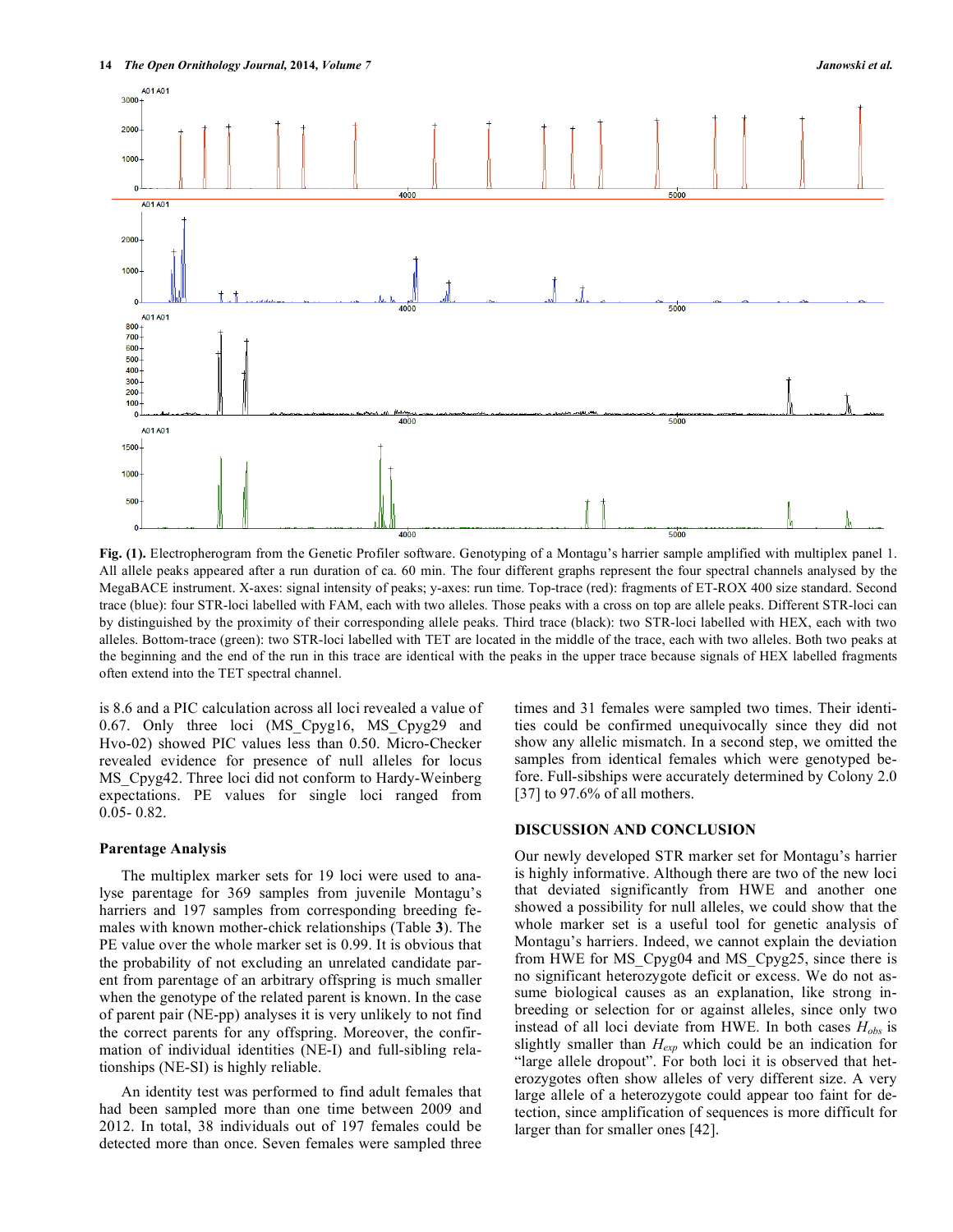Fig. (1). Electropherogram from the Genetic Profiler software. Genotyping of a Montagu's harrier sample amplified with multiplex panel 1. All allele peaks appeared after a run duration of ca. 60 min. The four different graphs represent the four spectral channels analysed by the MegaBACE instrument. X-axes: signal intensity of peaks; y-axes: run time. Top-trace (red): fragments of ET-ROX 400 size standard. Second trace (blue): four STR-loci labelled with FAM, each with two alleles. Those peaks with a cross on top are allele peaks. Different STR-loci can by distinguished by the proximity of their corresponding allele peaks. Third trace (black): two STR-loci labelled with HEX, each with two alleles. Bottom-trace (green): two STR-loci labelled with TET are located in the middle of the trace, each with two alleles. Both two peaks at the beginning and the end of the run in this trace are identical with the peaks in the upper trace because signals of HEX labelled fragments often extend into the TET spectral channel.

is 8.6 and a PIC calculation across all loci revealed a value of 0.67. Only three loci (MS_Cpyg16, MS_Cpyg29 and Hvo-02) showed PIC values less than 0.50. Micro-Checker revealed evidence for presence of null alleles for locus MS_Cpyg42. Three loci did not conform to Hardy-Weinberg expectations. PE values for single loci ranged from 0.05- 0.82.

### Parentage Analysis

The multiplex marker sets for 19 loci were used to analyse parentage for 369 samples from juvenile Montagu's harriers and 197 samples from corresponding breeding females with known mother-chick relationships (Table **3**). The PE value over the whole marker set is 0.99. It is obvious that the probability of not excluding an unrelated candidate parent from parentage of an arbitrary offspring is much smaller when the genotype of the related parent is known. In the case of parent pair (NE-pp) analyses it is very unlikely to not find the correct parents for any offspring. Moreover, the confirmation of individual identities (NE-I) and full-sibling relationships (NE-SI) is highly reliable.

An identity test was performed to find adult females that had been sampled more than one time between 2009 and 2012. In total, 38 individuals out of 197 females could be detected more than once. Seven females were sampled three times and 31 females were sampled two times. Their identities could be confirmed unequivocally since they did not show any allelic mismatch. In a second step, we omitted the samples from identical females which were genotyped before. Full-sibships were accurately determined by Colony 2.0 [37] to 97.6% of all mothers.

## DISCUSSION AND CONCLUSION

Our newly developed STR marker set for Montagu's harrier is highly informative. Although there are two of the new loci that deviated significantly from HWE and another one showed a possibility for null alleles, we could show that the whole marker set is a useful tool for genetic analysis of Montagu's harriers. Indeed, we cannot explain the deviation from HWE for MS_Cpyg04 and MS_Cpyg25, since there is no significant heterozygote deficit or excess. We do not assume biological causes as an explanation, like strong inbreeding or selection for or against alleles, since only two instead of all loci deviate from HWE. In both cases $H_{obs}$ is slightly smaller than $H_{exp}$ which could be an indication for "large allele dropout". For both loci it is observed that heterozygotes often show alleles of very different size. A very large allele of a heterozygote could appear too faint for detection, since amplification of sequences is more difficult for larger than for smaller ones [42].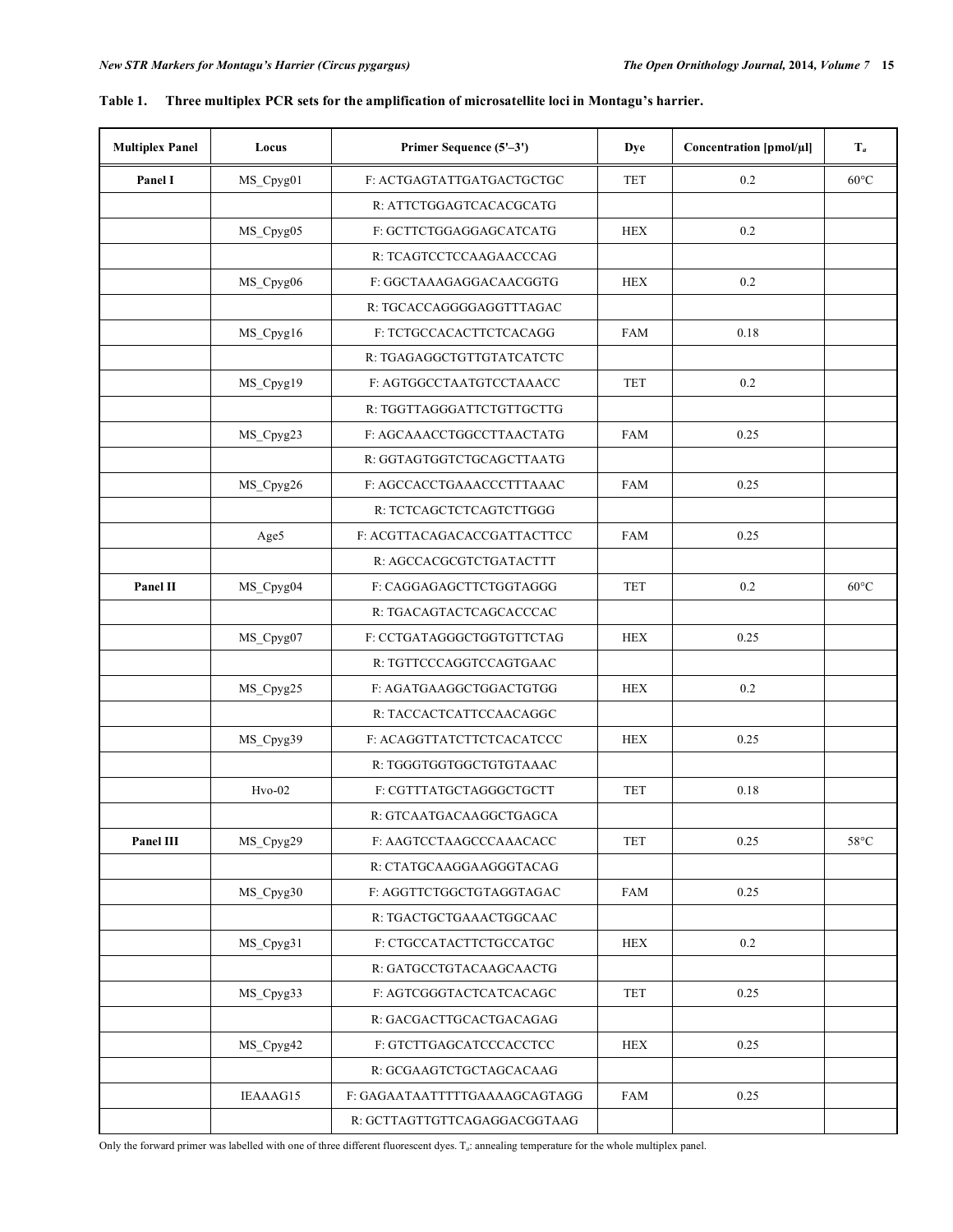**Table 1. Three multiplex PCR sets for the amplification of microsatellite loci in Montagu's harrier.**

| Multiplex Panel | Locus | Primer Sequence (5'–3') | Dye | Concentration [pmol/µl] | $T_a$ |
|---|---|---|---|---|---|
| **Panel I** | MS_Cpyg01 | F: ACTGAGTATTGATGACTGCTGC | TET | 0.2 | 60°C |
| | | R: ATTCTGGAGTCACACGCATG | | | |
| | MS_Cpyg05 | F: GCTTCTGGAGGAGCATCATG | HEX | 0.2 | |
| | | R: TCAGTCCTCCAAGAACCCAG | | | |
| | MS_Cpyg06 | F: GGCTAAAGAGGACAACGGTG | HEX | 0.2 | |
| | | R: TGCACCAGGGGAGGTTTAGAC | | | |
| | MS_Cpyg16 | F: TCTGCCACACTTCTCACAGG | FAM | 0.18 | |
| | | R: TGAGAGGCTGTTGTATCATCTC | | | |
| | MS_Cpyg19 | F: AGTGGCCTAATGTCCTAAACC | TET | 0.2 | |
| | | R: TGGTTAGGGATTCTGTTGCTTG | | | |
| | MS_Cpyg23 | F: AGCAAACCTGGCCTTAACTATG | FAM | 0.25 | |
| | | R: GGTAGTGGTCTGCAGCTTAATG | | | |
| | MS_Cpyg26 | F: AGCCACCTGAAACCCTTTAAAC | FAM | 0.25 | |
| | | R: TCTCAGCTCTCAGTCTTGGG | | | |
| | Age5 | F: ACGTTACAGACACCGATTACTTCC | FAM | 0.25 | |
| | | R: AGCCACGCGTCTGATACTTT | | | |
| **Panel II** | MS_Cpyg04 | F: CAGGAGAGCTTCTGGTAGGG | TET | 0.2 | 60°C |
| | | R: TGACAGTACTCAGCACCCAC | | | |
| | MS_Cpyg07 | F: CCTGATAGGGCTGGTGTTCTAG | HEX | 0.25 | |
| | | R: TGTTCCCAGGTCCAGTGAAC | | | |
| | MS_Cpyg25 | F: AGATGAAGGCTGGACTGTGG | HEX | 0.2 | |
| | | R: TACCACTCATTCCAACAGGC | | | |
| | MS_Cpyg39 | F: ACAGGTTATCTTCTCACATCCC | HEX | 0.25 | |
| | | R: TGGGTGGTGGCTGTGTAAAC | | | |
| | Hvo-02 | F: CGTTTATGCTAGGGCTGCTT | TET | 0.18 | |
| | | R: GTCAATGACAAGGCTGAGCA | | | |
| **Panel III** | MS_Cpyg29 | F: AAGTCCTAAGCCCAAACACC | TET | 0.25 | 58°C |
| | | R: CTATGCAAGGAAGGGTACAG | | | |
| | MS_Cpyg30 | F: AGGTTCTGGCTGTAGGTAGAC | FAM | 0.25 | |
| | | R: TGACTGCTGAAACTGGCAAC | | | |
| | MS_Cpyg31 | F: CTGCCATACTTCTGCCATGC | HEX | 0.2 | |
| | | R: GATGCCTGTACAAGCAACTG | | | |
| | MS_Cpyg33 | F: AGTCGGGTACTCATCACAGC | TET | 0.25 | |
| | | R: GACGACTTGCACTGACAGAG | | | |
| | MS_Cpyg42 | F: GTCTTGAGCATCCCACCTCC | HEX | 0.25 | |
| | | R: GCGAAGTCTGCTAGCACAAG | | | |
| | IEAAAG15 | F: GAGAATAATTTTTGAAAAGCAGTAGG | FAM | 0.25 | |
| | | R: GCTTAGTTGTTCAGAGGACGGTAAG | | | |

Only the forward primer was labelled with one of three different fluorescent dyes. $T_a$: annealing temperature for the whole multiplex panel.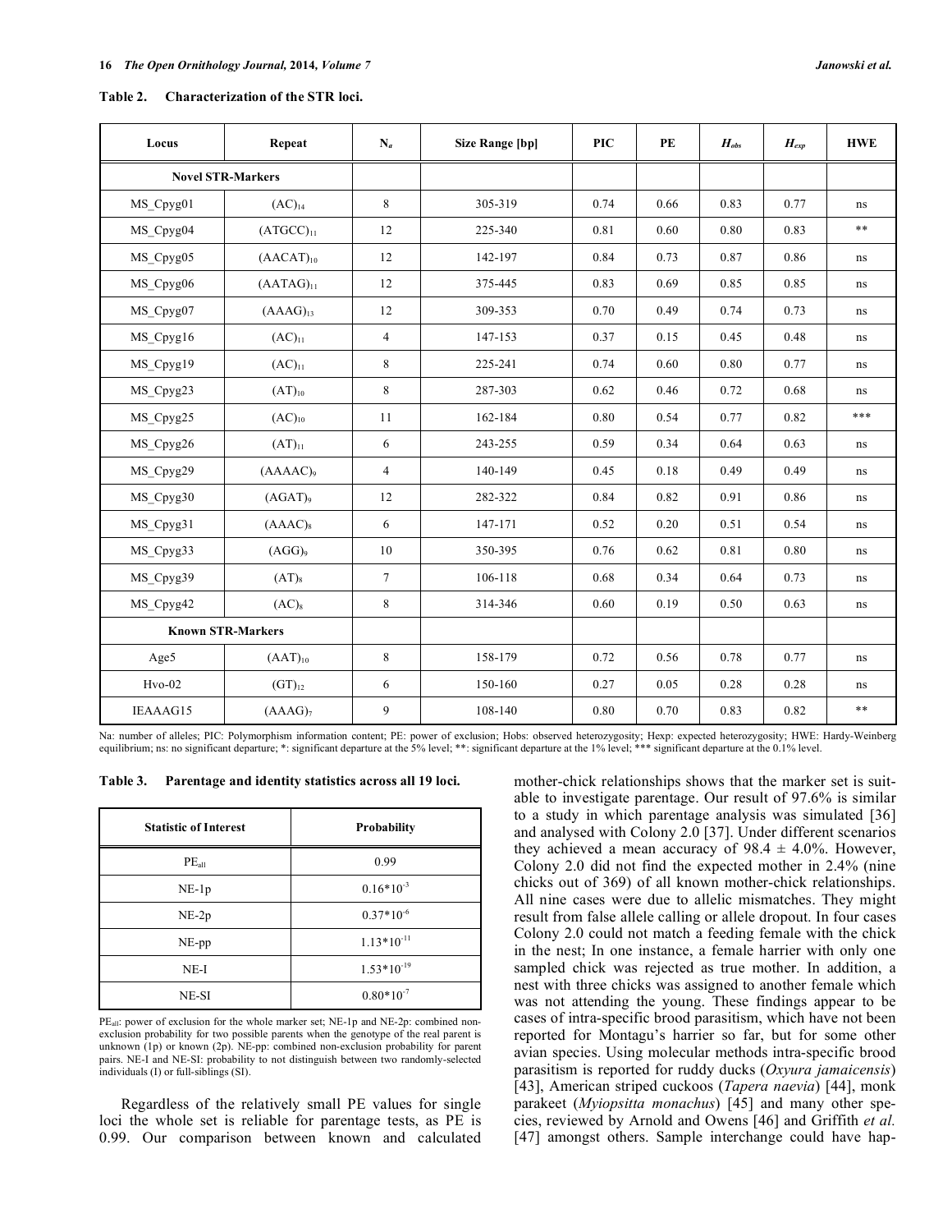**Table 2. Characterization of the STR loci.**

| Locus | Repeat | $N_a$ | Size Range [bp] | PIC | PE | $H_{abs}$ | $H_{exp}$ | HWE |
|---|---|---|---|---|---|---|---|---|
| **Novel STR-Markers** | | | | | | | | |
| MS_Cpyg01 | $(AC)_{14}$ | 8 | 305-319 | 0.74 | 0.66 | 0.83 | 0.77 | ns |
| MS_Cpyg04 | $(ATGCC)_{11}$ | 12 | 225-340 | 0.81 | 0.60 | 0.80 | 0.83 | ** |
| MS_Cpyg05 | $(AACAT)_{10}$ | 12 | 142-197 | 0.84 | 0.73 | 0.87 | 0.86 | ns |
| MS_Cpyg06 | $(AATAG)_{11}$ | 12 | 375-445 | 0.83 | 0.69 | 0.85 | 0.85 | ns |
| MS_Cpyg07 | $(AAAG)_{13}$ | 12 | 309-353 | 0.70 | 0.49 | 0.74 | 0.73 | ns |
| MS_Cpyg16 | $(AC)_{11}$ | 4 | 147-153 | 0.37 | 0.15 | 0.45 | 0.48 | ns |
| MS_Cpyg19 | $(AC)_{11}$ | 8 | 225-241 | 0.74 | 0.60 | 0.80 | 0.77 | ns |
| MS_Cpyg23 | $(AT)_{10}$ | 8 | 287-303 | 0.62 | 0.46 | 0.72 | 0.68 | ns |
| MS_Cpyg25 | $(AC)_{10}$ | 11 | 162-184 | 0.80 | 0.54 | 0.77 | 0.82 | *** |
| MS_Cpyg26 | $(AT)_{11}$ | 6 | 243-255 | 0.59 | 0.34 | 0.64 | 0.63 | ns |
| MS_Cpyg29 | $(AAAAC)_9$ | 4 | 140-149 | 0.45 | 0.18 | 0.49 | 0.49 | ns |
| MS_Cpyg30 | $(AGAT)_9$ | 12 | 282-322 | 0.84 | 0.82 | 0.91 | 0.86 | ns |
| MS_Cpyg31 | $(AAAC)_8$ | 6 | 147-171 | 0.52 | 0.20 | 0.51 | 0.54 | ns |
| MS_Cpyg33 | $(AGG)_9$ | 10 | 350-395 | 0.76 | 0.62 | 0.81 | 0.80 | ns |
| MS_Cpyg39 | $(AT)_8$ | 7 | 106-118 | 0.68 | 0.34 | 0.64 | 0.73 | ns |
| MS_Cpyg42 | $(AC)_8$ | 8 | 314-346 | 0.60 | 0.19 | 0.50 | 0.63 | ns |
| **Known STR-Markers** | | | | | | | | |
| Age5 | $(AAT)_{10}$ | 8 | 158-179 | 0.72 | 0.56 | 0.78 | 0.77 | ns |
| Hvo-02 | $(GT)_{12}$ | 6 | 150-160 | 0.27 | 0.05 | 0.28 | 0.28 | ns |
| IEAAAG15 | $(AAAG)_7$ | 9 | 108-140 | 0.80 | 0.70 | 0.83 | 0.82 | ** |

Na: number of alleles; PIC: Polymorphism information content; PE: power of exclusion; Hobs: observed heterozygosity; Hexp: expected heterozygosity; HWE: Hardy-Weinberg equilibrium; ns: no significant departure; *: significant departure at the 5% level; **: significant departure at the 1% level; *** significant departure at the 0.1% level.

**Table 3. Parentage and identity statistics across all 19 loci.**

| Statistic of Interest | Probability |
|---|---|
| $PE_{all}$ | 0.99 |
| NE-1p | $0.16*10^{-3}$ |
| NE-2p | $0.37*10^{-6}$ |
| NE-pp | $1.13*10^{-11}$ |
| NE-I | $1.53*10^{-19}$ |
| NE-SI | $0.80*10^{-7}$ |

$PE_{all}$: power of exclusion for the whole marker set; NE-1p and NE-2p: combined non-exclusion probability for two possible parents when the genotype of the real parent is unknown (1p) or known (2p). NE-pp: combined non-exclusion probability for parent pairs. NE-I and NE-SI: probability to not distinguish between two randomly-selected individuals (I) or full-siblings (SI).

Regardless of the relatively small PE values for single loci the whole set is reliable for parentage tests, as PE is 0.99. Our comparison between known and calculated mother-chick relationships shows that the marker set is suitable to investigate parentage. Our result of 97.6% is similar to a study in which parentage analysis was simulated [36] and analysed with Colony 2.0 [37]. Under different scenarios they achieved a mean accuracy of 98.4 ± 4.0%. However, Colony 2.0 did not find the expected mother in 2.4% (nine chicks out of 369) of all known mother-chick relationships. All nine cases were due to allelic mismatches. They might result from false allele calling or allele dropout. In four cases Colony 2.0 could not match a feeding female with the chick in the nest; In one instance, a female harrier with only one sampled chick was rejected as true mother. In addition, a nest with three chicks was assigned to another female which was not attending the young. These findings appear to be cases of intra-specific brood parasitism, which have not been reported for Montagu's harrier so far, but for some other avian species. Using molecular methods intra-specific brood parasitism is reported for ruddy ducks (*Oxyura jamaicensis*) [43], American striped cuckoos (*Tapera naevia*) [44], monk parakeet (*Myiopsitta monachus*) [45] and many other species, reviewed by Arnold and Owens [46] and Griffith *et al.* [47] amongst others. Sample interchange could have hap-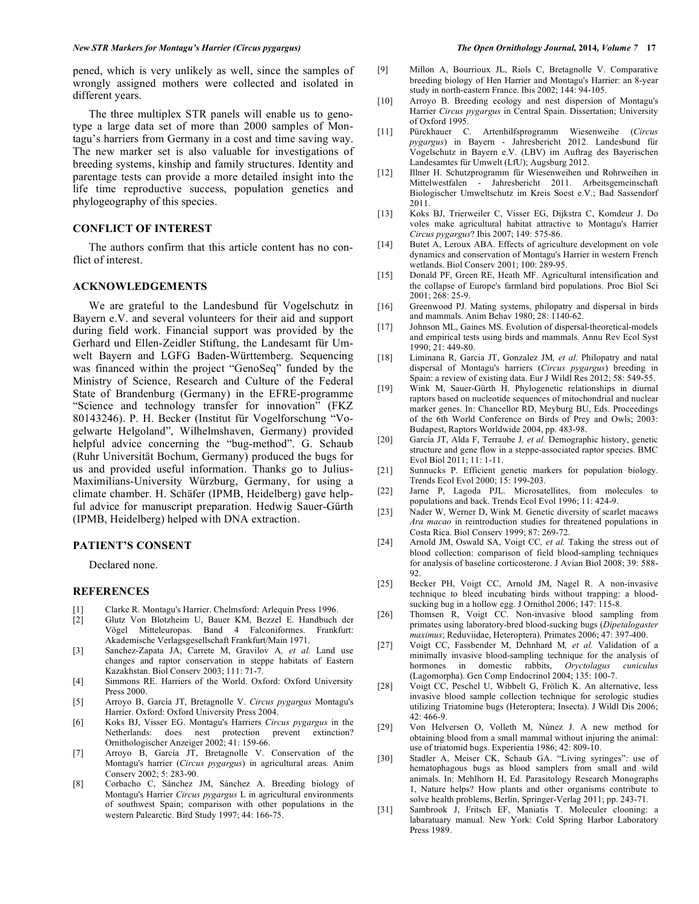pened, which is very unlikely as well, since the samples of wrongly assigned mothers were collected and isolated in different years.

The three multiplex STR panels will enable us to genotype a large data set of more than 2000 samples of Montagu's harriers from Germany in a cost and time saving way. The new marker set is also valuable for investigations of breeding systems, kinship and family structures. Identity and parentage tests can provide a more detailed insight into the life time reproductive success, population genetics and phylogeography of this species.

## CONFLICT OF INTEREST

The authors confirm that this article content has no conflict of interest.

## ACKNOWLEDGEMENTS

We are grateful to the Landesbund für Vogelschutz in Bayern e.V. and several volunteers for their aid and support during field work. Financial support was provided by the Gerhard und Ellen-Zeidler Stiftung, the Landesamt für Umwelt Bayern and LGFG Baden-Württemberg. Sequencing was financed within the project "GenoSeq" funded by the Ministry of Science, Research and Culture of the Federal State of Brandenburg (Germany) in the EFRE-programme "Science and technology transfer for innovation" (FKZ 80143246). P. H. Becker (Institut für Vogelforschung "Vogelwarte Helgoland", Wilhelmshaven, Germany) provided helpful advice concerning the "bug-method". G. Schaub (Ruhr Universität Bochum, Germany) produced the bugs for us and provided useful information. Thanks go to Julius-Maximilians-University Würzburg, Germany, for using a climate chamber. H. Schäfer (IPMB, Heidelberg) gave helpful advice for manuscript preparation. Hedwig Sauer-Gürth (IPMB, Heidelberg) helped with DNA extraction.

## PATIENT'S CONSENT

Declared none.

## REFERENCES

[1] Clarke R. Montagu's Harrier. Chelmsford: Arlequin Press 1996.

[2] Glutz Von Blotzheim U, Bauer KM, Bezzel E. Handbuch der Vögel Mitteleuropas. Band 4 Falconiformes. Frankfurt: Akademische Verlagsgesellschaft Frankfurt/Main 1971.

[3] Sanchez-Zapata JA, Carrete M, Gravilov A*, et al.* Land use changes and raptor conservation in steppe habitats of Eastern Kazakhstan. Biol Conserv 2003; 111: 71-7.

[4] Simmons RE. Harriers of the World. Oxford: Oxford University Press 2000.

[5] Arroyo B, García JT, Bretagnolle V. *Circus pygargus* Montagu's Harrier. Oxford: Oxford University Press 2004.

[6] Koks BJ, Visser EG. Montagu's Harriers *Circus pygargus* in the Netherlands: does nest protection prevent extinction? Ornithologischer Anzeiger 2002; 41: 159-66.

[7] Arroyo B, García JT, Bretagnolle V. Conservation of the Montagu's harrier (*Circus pygargus*) in agricultural areas. Anim Conserv 2002; 5: 283-90.

[8] Corbacho C, Sánchez JM, Sánchez A. Breeding biology of Montagu's Harrier *Circus pygargus* L in agricultural environments of southwest Spain; comparison with other populations in the western Palearctic. Bird Study 1997; 44: 166-75.

[9] Millon A, Bourrioux JL, Riols C, Bretagnolle V. Comparative breeding biology of Hen Harrier and Montagu's Harrier: an 8-year study in north-eastern France. Ibis 2002; 144: 94-105.

[10] Arroyo B. Breeding ecology and nest dispersion of Montagu's Harrier *Circus pygargus* in Central Spain. Dissertation; University of Oxford 1995.

[11] Pürckhauer C. Artenhilfsprogramm Wiesenweihe (*Circus pygargus*) in Bayern - Jahresbericht 2012. Landesbund für Vogelschutz in Bayern e.V. (LBV) im Auftrag des Bayerischen Landesamtes für Umwelt (LfU); Augsburg 2012.

[12] Illner H. Schutzprogramm für Wiesenweihen und Rohrweihen in Mittelwestfalen - Jahresbericht 2011. Arbeitsgemeinschaft Biologischer Umweltschutz im Kreis Soest e.V.; Bad Sassendorf 2011.

[13] Koks BJ, Trierweiler C, Visser EG, Dijkstra C, Komdeur J. Do voles make agricultural habitat attractive to Montagu's Harrier *Circus pygargus*? Ibis 2007; 149: 575-86.

[14] Butet A, Leroux ABA. Effects of agriculture development on vole dynamics and conservation of Montagu's Harrier in western French wetlands. Biol Conserv 2001; 100: 289-95.

[15] Donald PF, Green RE, Heath MF. Agricultural intensification and the collapse of Europe's farmland bird populations. Proc Biol Sci 2001; 268: 25-9.

[16] Greenwood PJ. Mating systems, philopatry and dispersal in birds and mammals. Anim Behav 1980; 28: 1140-62.

[17] Johnson ML, Gaines MS. Evolution of dispersal-theoretical-models and empirical tests using birds and mammals. Annu Rev Ecol Syst 1990; 21: 449-80.

[18] Liminana R, Garcia JT, Gonzalez JM*, et al.* Philopatry and natal dispersal of Montagu's harriers (*Circus pygargus*) breeding in Spain: a review of existing data. Eur J Wildl Res 2012; 58: 549-55.

[19] Wink M, Sauer-Gürth H. Phylogenetic relationships in diurnal raptors based on nucleotide sequences of mitochondrial and nuclear marker genes. In: Chancellor RD, Meyburg BU, Eds. Proceedings of the 6th World Conference on Birds of Prey and Owls; 2003: Budapest, Raptors Worldwide 2004, pp. 483-98.

[20] García JT, Alda F, Terraube J*, et al.* Demographic history, genetic structure and gene flow in a steppe-associated raptor species. BMC Evol Biol 2011; 11: 1-11.

[21] Sunnucks P. Efficient genetic markers for population biology. Trends Ecol Evol 2000; 15: 199-203.

[22] Jarne P, Lagoda PJL. Microsatellites, from molecules to populations and back. Trends Ecol Evol 1996; 11: 424-9.

[23] Nader W, Werner D, Wink M. Genetic diversity of scarlet macaws *Ara macao* in reintroduction studies for threatened populations in Costa Rica. Biol Conserv 1999; 87: 269-72.

[24] Arnold JM, Oswald SA, Voigt CC*, et al.* Taking the stress out of blood collection: comparison of field blood-sampling techniques for analysis of baseline corticosterone. J Avian Biol 2008; 39: 588-92.

[25] Becker PH, Voigt CC, Arnold JM, Nagel R. A non-invasive technique to bleed incubating birds without trapping: a blood-sucking bug in a hollow egg. J Ornithol 2006; 147: 115-8.

[26] Thomsen R, Voigt CC. Non-invasive blood sampling from primates using laboratory-bred blood-sucking bugs (*Dipetalogaster maximus*; Reduviidae, Heteroptera). Primates 2006; 47: 397-400.

[27] Voigt CC, Fassbender M, Dehnhard M*, et al.* Validation of a minimally invasive blood-sampling technique for the analysis of hormones in domestic rabbits, *Oryctolagus cuniculus* (Lagomorpha). Gen Comp Endocrinol 2004; 135: 100-7.

[28] Voigt CC, Peschel U, Wibbelt G, Frölich K. An alternative, less invasive blood sample collection technique for serologic studies utilizing Triatomine bugs (Heteroptera; Insecta). J Wildl Dis 2006; 42: 466-9.

[29] Von Helversen O, Volleth M, Núnez J. A new method for obtaining blood from a small mammal without injuring the animal: use of triatomid bugs. Experientia 1986; 42: 809-10.

[30] Stadler A, Meiser CK, Schaub GA. "Living syringes": use of hematophagous bugs as blood samplers from small and wild animals. In: Mehlhorn H, Ed. Parasitology Research Monographs 1, Nature helps? How plants and other organisms contribute to solve health problems, Berlin, Springer-Verlag 2011; pp. 243-71.

[31] Sambrook J, Fritsch EF, Maniatis T. Moleculer clooning: a labaratuary manual. New York: Cold Spring Harbor Laboratory Press 1989.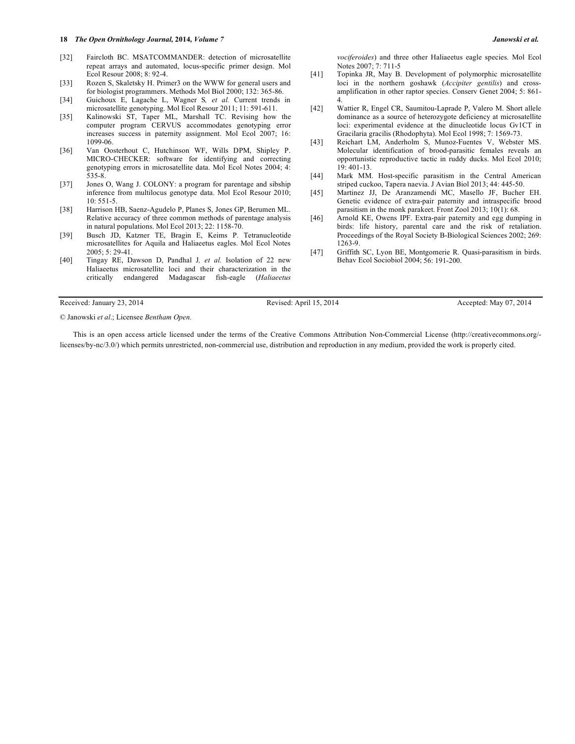[32] Faircloth BC. MSATCOMMANDER: detection of microsatellite repeat arrays and automated, locus-specific primer design. Mol Ecol Resour 2008; 8: 92-4.

[33] Rozen S, Skaletsky H. Primer3 on the WWW for general users and for biologist programmers. Methods Mol Biol 2000; 132: 365-86.

[34] Guichoux E, Lagache L, Wagner S*, et al.* Current trends in microsatellite genotyping. Mol Ecol Resour 2011; 11: 591-611.

[35] Kalinowski ST, Taper ML, Marshall TC. Revising how the computer program CERVUS accommodates genotyping error increases success in paternity assignment. Mol Ecol 2007; 16: 1099-06.

[36] Van Oosterhout C, Hutchinson WF, Wills DPM, Shipley P. MICRO-CHECKER: software for identifying and correcting genotyping errors in microsatellite data. Mol Ecol Notes 2004; 4: 535-8.

[37] Jones O, Wang J. COLONY: a program for parentage and sibship inference from multilocus genotype data. Mol Ecol Resour 2010; 10: 551-5.

[38] Harrison HB, Saenz-Agudelo P, Planes S, Jones GP, Berumen ML. Relative accuracy of three common methods of parentage analysis in natural populations. Mol Ecol 2013; 22: 1158-70.

[39] Busch JD, Katzner TE, Bragin E, Keims P. Tetranucleotide microsatellites for Aquila and Haliaeetus eagles. Mol Ecol Notes 2005; 5: 29-41.

[40] Tingay RE, Dawson D, Pandhal J*, et al.* Isolation of 22 new Haliaeetus microsatellite loci and their characterization in the critically endangered Madagascar fish-eagle (*Haliaeetus vociferoides*) and three other Haliaeetus eagle species. Mol Ecol Notes 2007; 7: 711-5

[41] Topinka JR, May B. Development of polymorphic microsatellite loci in the northern goshawk (*Accipiter gentilis*) and cross-amplification in other raptor species. Conserv Genet 2004; 5: 861-4.

[42] Wattier R, Engel CR, Saumitou-Laprade P, Valero M. Short allele dominance as a source of heterozygote deficiency at microsatellite loci: experimental evidence at the dinucleotide locus Gv1CT in Gracilaria gracilis (Rhodophyta). Mol Ecol 1998; 7: 1569-73.

[43] Reichart LM, Anderholm S, Munoz-Fuentes V, Webster MS. Molecular identification of brood-parasitic females reveals an opportunistic reproductive tactic in ruddy ducks. Mol Ecol 2010; 19: 401-13.

[44] Mark MM. Host-specific parasitism in the Central American striped cuckoo, Tapera naevia. J Avian Biol 2013; 44: 445-50.

[45] Martinez JJ, De Aranzamendi MC, Masello JF, Bucher EH. Genetic evidence of extra-pair paternity and intraspecific brood parasitism in the monk parakeet. Front Zool 2013; 10(1): 68.

[46] Arnold KE, Owens IPF. Extra-pair paternity and egg dumping in birds: life history, parental care and the risk of retaliation. Proceedings of the Royal Society B-Biological Sciences 2002; 269: 1263-9.

[47] Griffith SC, Lyon BE, Montgomerie R. Quasi-parasitism in birds. Behav Ecol Sociobiol 2004; 56: 191-200.

Received: January 23, 2014 Revised: April 15, 2014 Accepted: May 07, 2014

© Janowski *et al*.; Licensee *Bentham Open.*

This is an open access article licensed under the terms of the Creative Commons Attribution Non-Commercial License (http://creativecommons.org/-licenses/by-nc/3.0/) which permits unrestricted, non-commercial use, distribution and reproduction in any medium, provided the work is properly cited.